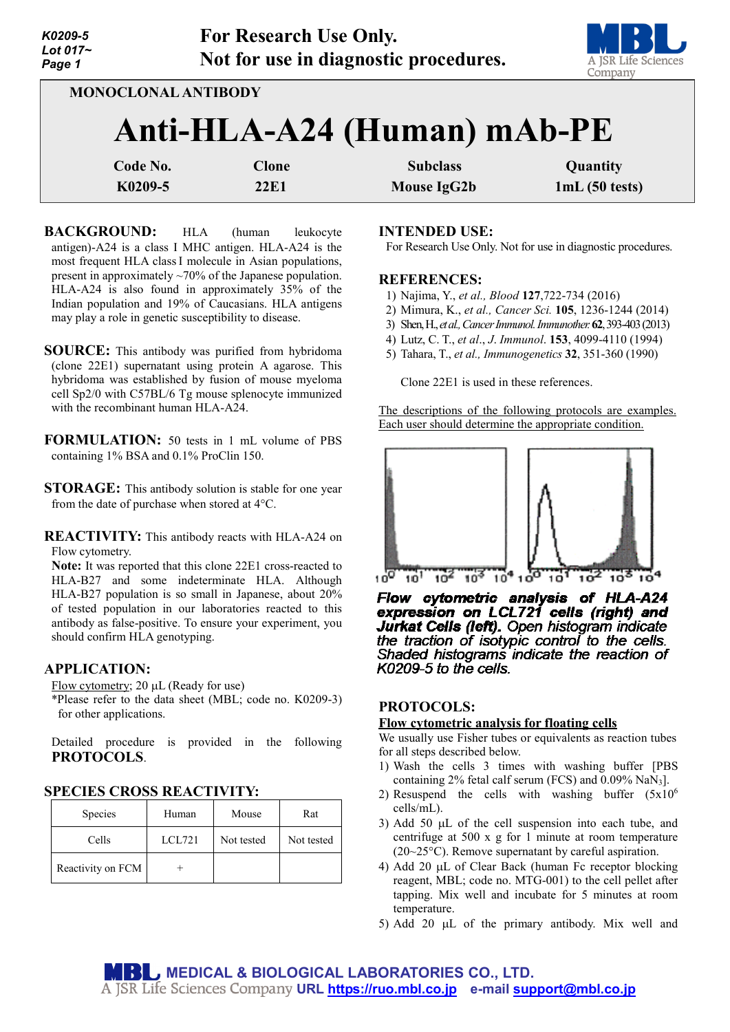For Research Use Only.
Not for use in diagnostic procedures.

MONOCLONAL ANTIBODY

# Anti-HLA-A24 (Human) mAb-PE

| Code No. | Clone | Subclass | Quantity |
|---|---|---|---|
| K0209-5 | 22E1 | Mouse IgG2b | 1mL (50 tests) |

**BACKGROUND:** HLA (human leukocyte antigen)-A24 is a class I MHC antigen. HLA-A24 is the most frequent HLA class I molecule in Asian populations, present in approximately ~70% of the Japanese population. HLA-A24 is also found in approximately 35% of the Indian population and 19% of Caucasians. HLA antigens may play a role in genetic susceptibility to disease.

**SOURCE:** This antibody was purified from hybridoma (clone 22E1) supernatant using protein A agarose. This hybridoma was established by fusion of mouse myeloma cell Sp2/0 with C57BL/6 Tg mouse splenocyte immunized with the recombinant human HLA-A24.

**FORMULATION:** 50 tests in 1 mL volume of PBS containing 1% BSA and 0.1% ProClin 150.

**STORAGE:** This antibody solution is stable for one year from the date of purchase when stored at 4°C.

**REACTIVITY:** This antibody reacts with HLA-A24 on Flow cytometry.
**Note:** It was reported that this clone 22E1 cross-reacted to HLA-B27 and some indeterminate HLA. Although HLA-B27 population is so small in Japanese, about 20% of tested population in our laboratories reacted to this antibody as false-positive. To ensure your experiment, you should confirm HLA genotyping.

**APPLICATION:**

Flow cytometry; 20 µL (Ready for use)
*Please refer to the data sheet (MBL; code no. K0209-3) for other applications.

Detailed procedure is provided in the following **PROTOCOLS**.

**SPECIES CROSS REACTIVITY:**

| Species | Human | Mouse | Rat |
|---|---|---|---|
| Cells | LCL721 | Not tested | Not tested |
| Reactivity on FCM | + | | |

**INTENDED USE:**
For Research Use Only. Not for use in diagnostic procedures.

**REFERENCES:**
1) Najima, Y., *et al., Blood* **127**,722-734 (2016)
2) Mimura, K., *et al., Cancer Sci.* **105**, 1236-1244 (2014)
3) Shen, H., *et al., Cancer Immunol. Immunother.* **62**, 393-403 (2013)
4) Lutz, C. T., *et al*., *J. Immunol*. **153**, 4099-4110 (1994)
5) Tahara, T., *et al., Immunogenetics* **32**, 351-360 (1990)

Clone 22E1 is used in these references.

The descriptions of the following protocols are examples. Each user should determine the appropriate condition.

*Flow cytometric analysis of HLA-A24 expression on LCL721 cells (right) and Jurkat Cells (left). Open histogram indicate the traction of isotypic control to the cells. Shaded histograms indicate the reaction of K0209-5 to the cells.*

**PROTOCOLS:**

**Flow cytometric analysis for floating cells**

We usually use Fisher tubes or equivalents as reaction tubes for all steps described below.

1) Wash the cells 3 times with washing buffer [PBS containing 2% fetal calf serum (FCS) and 0.09% $NaN_3$].
2) Resuspend the cells with washing buffer ($5x10^6$ cells/mL).
3) Add 50 µL of the cell suspension into each tube, and centrifuge at 500 x g for 1 minute at room temperature (20~25°C). Remove supernatant by careful aspiration.
4) Add 20 µL of Clear Back (human Fc receptor blocking reagent, MBL; code no. MTG-001) to the cell pellet after tapping. Mix well and incubate for 5 minutes at room temperature.
5) Add 20 µL of the primary antibody. Mix well and

MEDICAL & BIOLOGICAL LABORATORIES CO., LTD.
A JSR Life Sciences Company URL https://ruo.mbl.co.jp e-mail support@mbl.co.jp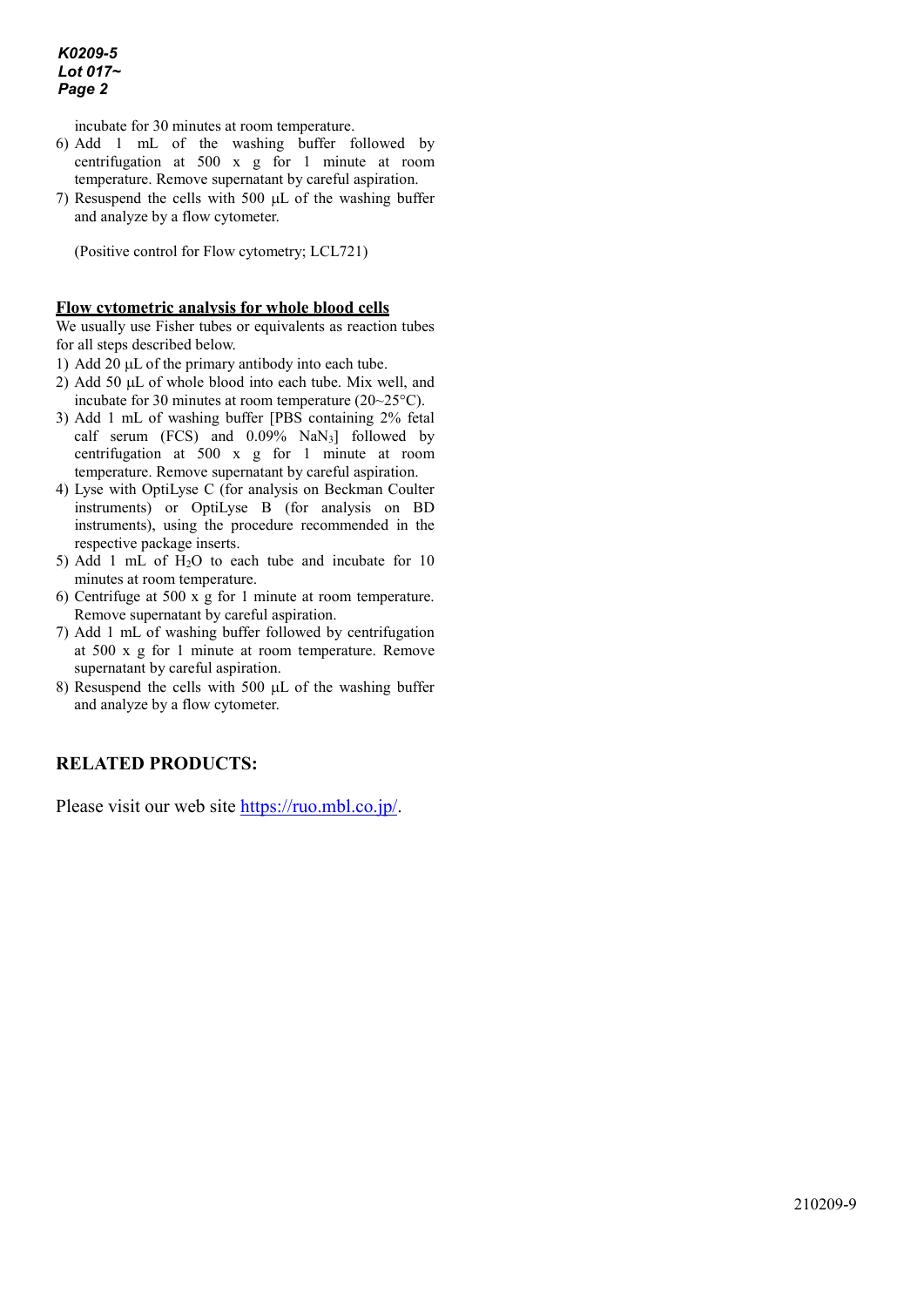incubate for 30 minutes at room temperature.

6) Add 1 mL of the washing buffer followed by centrifugation at 500 x g for 1 minute at room temperature. Remove supernatant by careful aspiration.
7) Resuspend the cells with 500 μL of the washing buffer and analyze by a flow cytometer.

(Positive control for Flow cytometry; LCL721)

**Flow cytometric analysis for whole blood cells**

We usually use Fisher tubes or equivalents as reaction tubes for all steps described below.

1) Add 20 μL of the primary antibody into each tube.
2) Add 50 μL of whole blood into each tube. Mix well, and incubate for 30 minutes at room temperature (20~25°C).
3) Add 1 mL of washing buffer [PBS containing 2% fetal calf serum (FCS) and 0.09% $NaN_3$] followed by centrifugation at 500 x g for 1 minute at room temperature. Remove supernatant by careful aspiration.
4) Lyse with OptiLyse C (for analysis on Beckman Coulter instruments) or OptiLyse B (for analysis on BD instruments), using the procedure recommended in the respective package inserts.
5) Add 1 mL of $H_2O$ to each tube and incubate for 10 minutes at room temperature.
6) Centrifuge at 500 x g for 1 minute at room temperature. Remove supernatant by careful aspiration.
7) Add 1 mL of washing buffer followed by centrifugation at 500 x g for 1 minute at room temperature. Remove supernatant by careful aspiration.
8) Resuspend the cells with 500 μL of the washing buffer and analyze by a flow cytometer.

## RELATED PRODUCTS:

Please visit our web site https://ruo.mbl.co.jp/.

210209-9